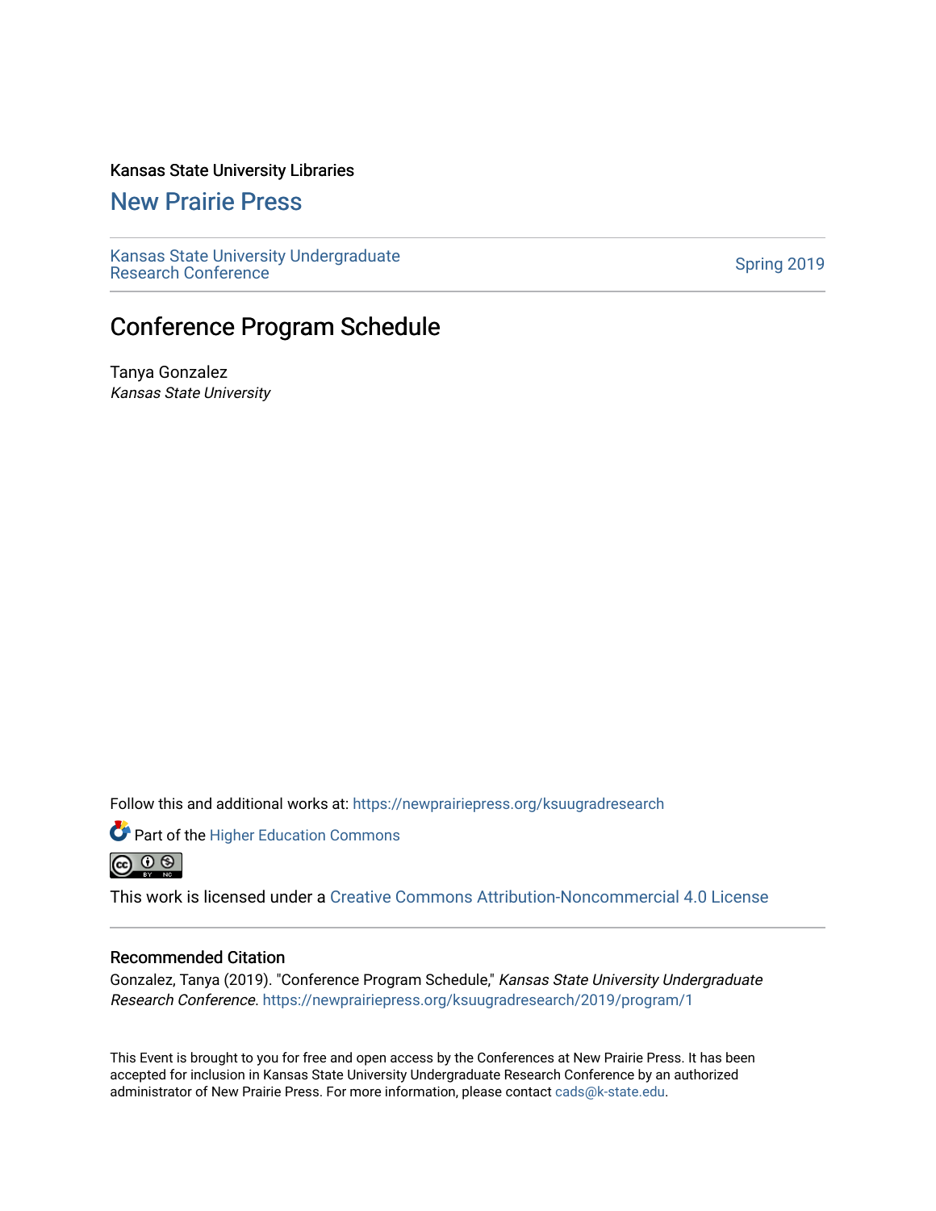Kansas State University Libraries

## New Prairie Press

Kansas State University Undergraduate Research Conference

Spring 2019

# Conference Program Schedule

Tanya Gonzalez
*Kansas State University*

Follow this and additional works at: https://newprairiepress.org/ksuugradresearch

Part of the Higher Education Commons

This work is licensed under a Creative Commons Attribution-Noncommercial 4.0 License

### Recommended Citation

Gonzalez, Tanya (2019). "Conference Program Schedule," *Kansas State University Undergraduate Research Conference*. https://newprairiepress.org/ksuugradresearch/2019/program/1

This Event is brought to you for free and open access by the Conferences at New Prairie Press. It has been accepted for inclusion in Kansas State University Undergraduate Research Conference by an authorized administrator of New Prairie Press. For more information, please contact cads@k-state.edu.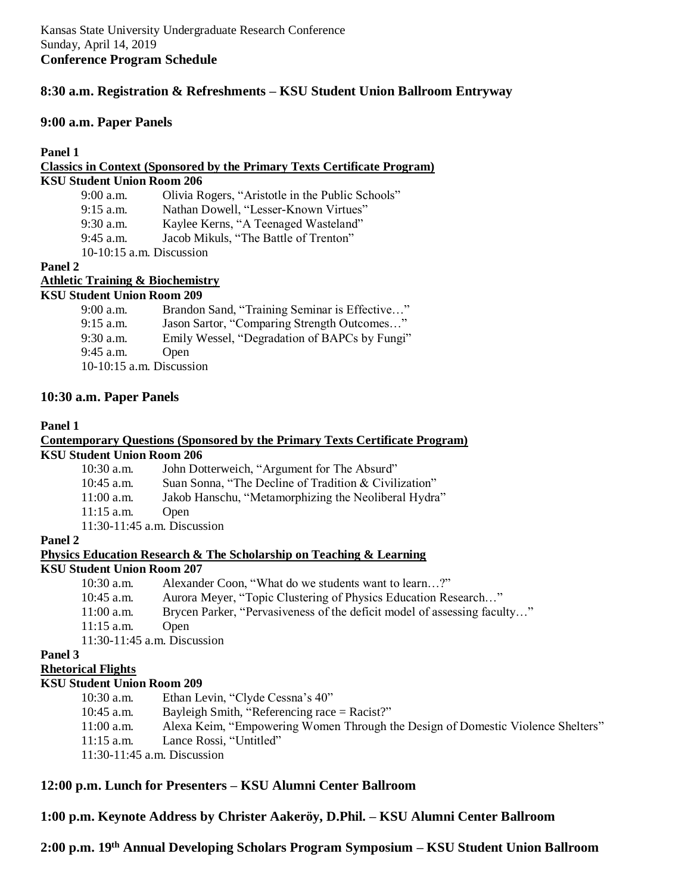Kansas State University Undergraduate Research Conference
Sunday, April 14, 2019
**Conference Program Schedule**

## 8:30 a.m. Registration & Refreshments – KSU Student Union Ballroom Entryway

## 9:00 a.m. Paper Panels

**Panel 1**
**Classics in Context (Sponsored by the Primary Texts Certificate Program)**
**KSU Student Union Room 206**

- 9:00 a.m. Olivia Rogers, "Aristotle in the Public Schools"
- 9:15 a.m. Nathan Dowell, "Lesser-Known Virtues"
- 9:30 a.m. Kaylee Kerns, "A Teenaged Wasteland"
- 9:45 a.m. Jacob Mikuls, "The Battle of Trenton"
- 10-10:15 a.m. Discussion

**Panel 2**
**Athletic Training & Biochemistry**
**KSU Student Union Room 209**

- 9:00 a.m. Brandon Sand, "Training Seminar is Effective…"
- 9:15 a.m. Jason Sartor, "Comparing Strength Outcomes…"
- 9:30 a.m. Emily Wessel, "Degradation of BAPCs by Fungi"
- 9:45 a.m. Open
- 10-10:15 a.m. Discussion

## 10:30 a.m. Paper Panels

**Panel 1**
**Contemporary Questions (Sponsored by the Primary Texts Certificate Program)**
**KSU Student Union Room 206**

- 10:30 a.m. John Dotterweich, "Argument for The Absurd"
- 10:45 a.m. Suan Sonna, "The Decline of Tradition & Civilization"
- 11:00 a.m. Jakob Hanschu, "Metamorphizing the Neoliberal Hydra"
- 11:15 a.m. Open
- 11:30-11:45 a.m. Discussion

**Panel 2**
**Physics Education Research & The Scholarship on Teaching & Learning**
**KSU Student Union Room 207**

- 10:30 a.m. Alexander Coon, "What do we students want to learn…?"
- 10:45 a.m. Aurora Meyer, "Topic Clustering of Physics Education Research…"
- 11:00 a.m. Brycen Parker, "Pervasiveness of the deficit model of assessing faculty…"
- 11:15 a.m. Open
- 11:30-11:45 a.m. Discussion

**Panel 3**
**Rhetorical Flights**
**KSU Student Union Room 209**

- 10:30 a.m. Ethan Levin, "Clyde Cessna's 40"
- 10:45 a.m. Bayleigh Smith, "Referencing race = Racist?"
- 11:00 a.m. Alexa Keim, "Empowering Women Through the Design of Domestic Violence Shelters"
- 11:15 a.m. Lance Rossi, "Untitled"
- 11:30-11:45 a.m. Discussion

## 12:00 p.m. Lunch for Presenters – KSU Alumni Center Ballroom

## 1:00 p.m. Keynote Address by Christer Aakeröy, D.Phil. – KSU Alumni Center Ballroom

## 2:00 p.m. 19th Annual Developing Scholars Program Symposium – KSU Student Union Ballroom